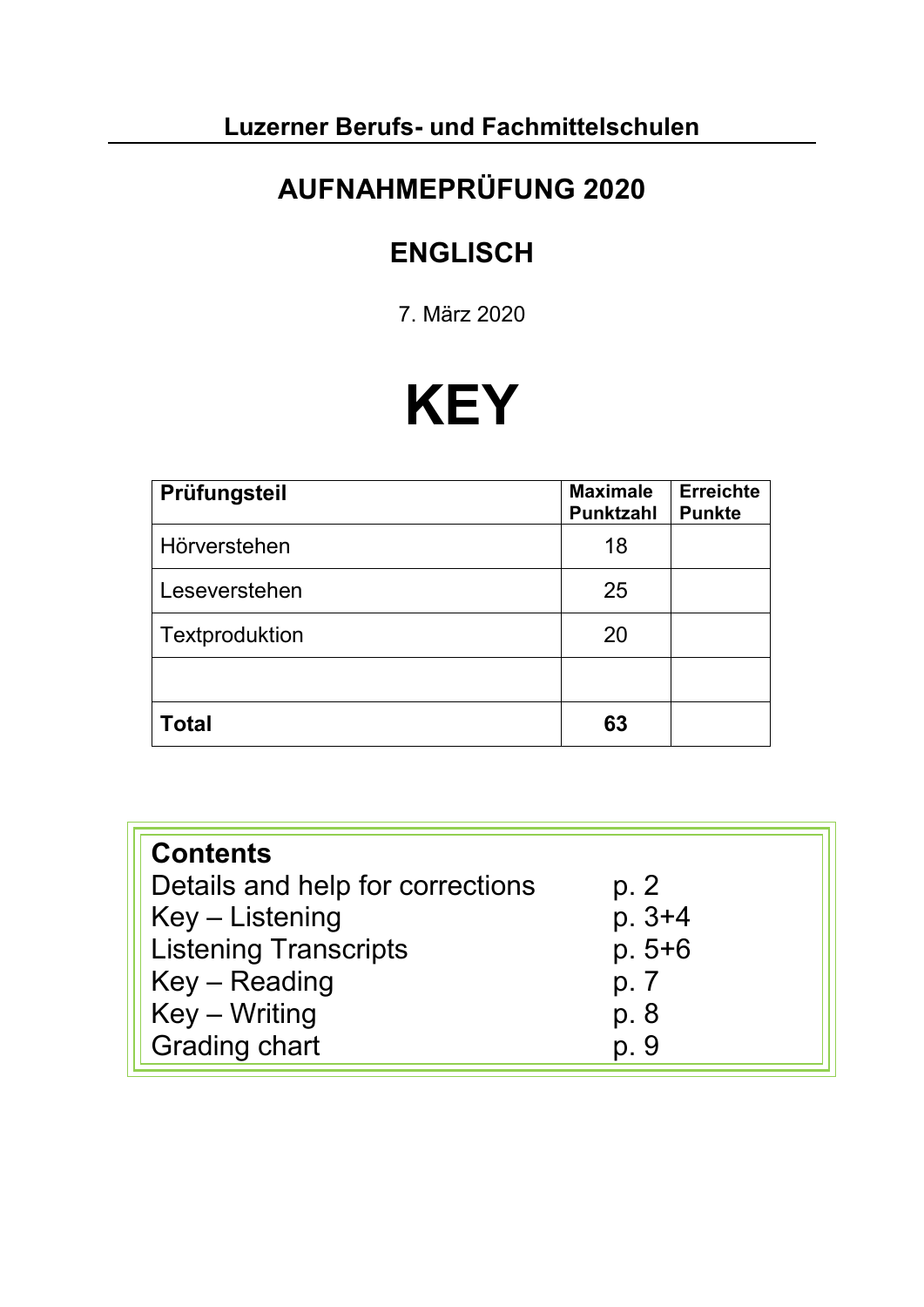**Luzerner Berufs- und Fachmittelschulen**

# AUFNAHMEPRÜFUNG 2020

## ENGLISCH

7. März 2020

# KEY

| Prüfungsteil | Maximale Punktzahl | Erreichte Punkte |
|---|---|---|
| Hörverstehen | 18 | |
| Leseverstehen | 25 | |
| Textproduktion | 20 | |
| | | |
| **Total** | **63** | |

| **Contents** | |
|---|---|
| Details and help for corrections | p. 2 |
| Key – Listening | p. 3+4 |
| Listening Transcripts | p. 5+6 |
| Key – Reading | p. 7 |
| Key – Writing | p. 8 |
| Grading chart | p. 9 |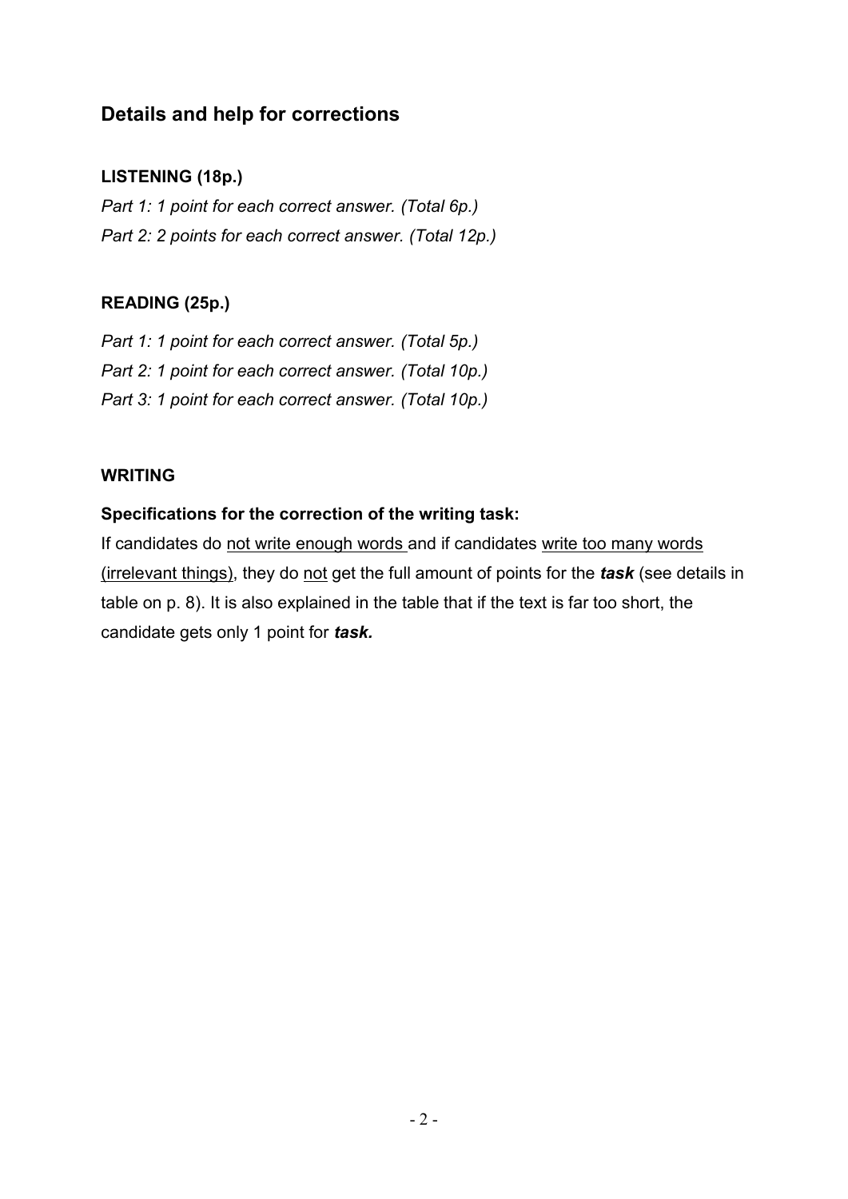## Details and help for corrections

### LISTENING (18p.)

*Part 1: 1 point for each correct answer. (Total 6p.)*
*Part 2: 2 points for each correct answer. (Total 12p.)*

### READING (25p.)

*Part 1: 1 point for each correct answer. (Total 5p.)*
*Part 2: 1 point for each correct answer. (Total 10p.)*
*Part 3: 1 point for each correct answer. (Total 10p.)*

### WRITING

**Specifications for the correction of the writing task:**

If candidates do not write enough words and if candidates write too many words (irrelevant things), they do not get the full amount of points for the ***task*** (see details in table on p. 8). It is also explained in the table that if the text is far too short, the candidate gets only 1 point for ***task.***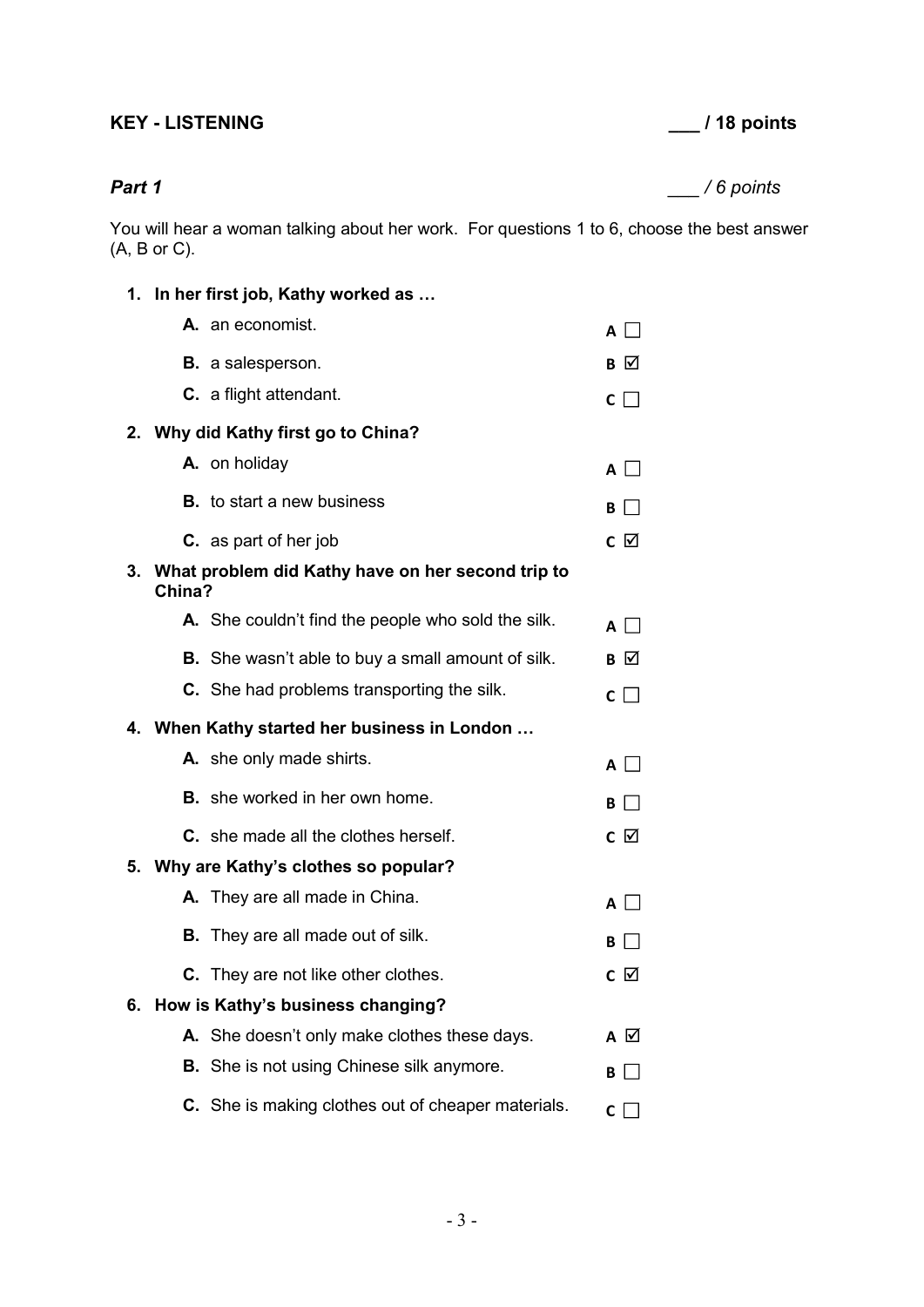**KEY - LISTENING** **___ / 18 points**

***Part 1*** *___ / 6 points*

You will hear a woman talking about her work. For questions 1 to 6, choose the best answer (A, B or C).

1. **In her first job, Kathy worked as …**
   - **A.** an economist. A ☐
   - **B.** a salesperson. B ☑
   - **C.** a flight attendant. C ☐
2. **Why did Kathy first go to China?**
   - **A.** on holiday A ☐
   - **B.** to start a new business B ☐
   - **C.** as part of her job C ☑
3. **What problem did Kathy have on her second trip to China?**
   - **A.** She couldn't find the people who sold the silk. A ☐
   - **B.** She wasn't able to buy a small amount of silk. B ☑
   - **C.** She had problems transporting the silk. C ☐
4. **When Kathy started her business in London …**
   - **A.** she only made shirts. A ☐
   - **B.** she worked in her own home. B ☐
   - **C.** she made all the clothes herself. C ☑
5. **Why are Kathy's clothes so popular?**
   - **A.** They are all made in China. A ☐
   - **B.** They are all made out of silk. B ☐
   - **C.** They are not like other clothes. C ☑
6. **How is Kathy's business changing?**
   - **A.** She doesn't only make clothes these days. A ☑
   - **B.** She is not using Chinese silk anymore. B ☐
   - **C.** She is making clothes out of cheaper materials. C ☐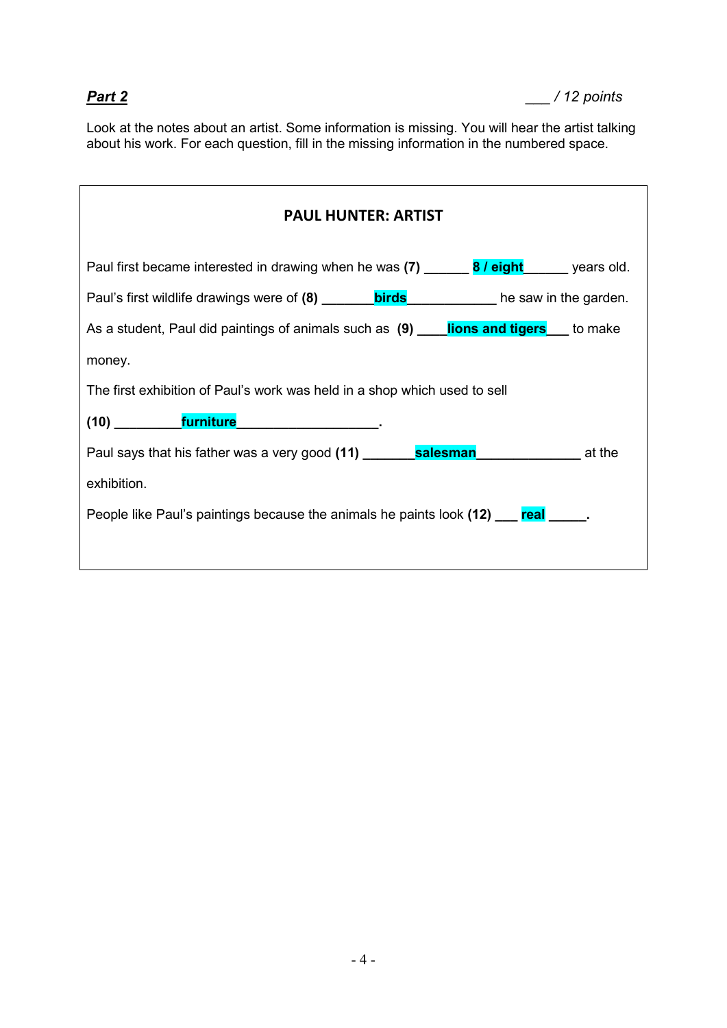***Part 2*** *___ / 12 points*

Look at the notes about an artist. Some information is missing. You will hear the artist talking about his work. For each question, fill in the missing information in the numbered space.

**PAUL HUNTER: ARTIST**

Paul first became interested in drawing when he was **(7)** ______ **8 / eight**______ years old.

Paul's first wildlife drawings were of **(8)** _______**birds**____________ he saw in the garden.

As a student, Paul did paintings of animals such as **(9)** ____**lions and tigers**___ to make money.

The first exhibition of Paul's work was held in a shop which used to sell

**(10)** _________**furniture**___________________.

Paul says that his father was a very good **(11)** _______**salesman**______________ at the exhibition.

People like Paul's paintings because the animals he paints look **(12)** ___ **real** _____.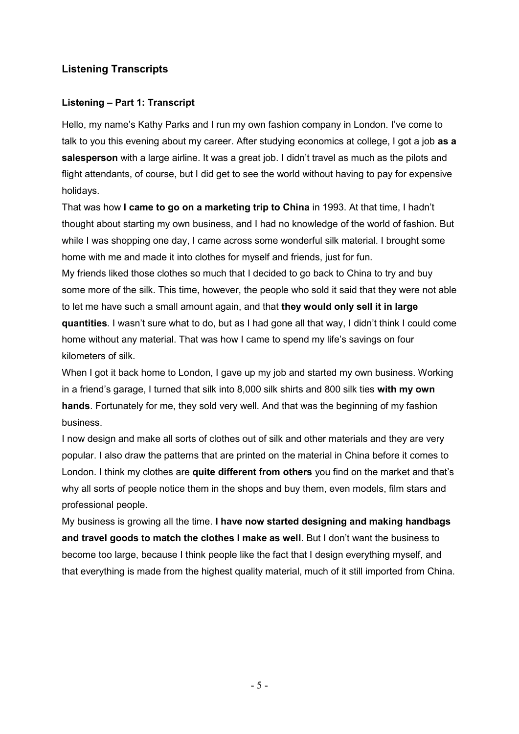## Listening Transcripts

### Listening – Part 1: Transcript

Hello, my name's Kathy Parks and I run my own fashion company in London. I've come to talk to you this evening about my career. After studying economics at college, I got a job **as a salesperson** with a large airline. It was a great job. I didn't travel as much as the pilots and flight attendants, of course, but I did get to see the world without having to pay for expensive holidays.

That was how **I came to go on a marketing trip to China** in 1993. At that time, I hadn't thought about starting my own business, and I had no knowledge of the world of fashion. But while I was shopping one day, I came across some wonderful silk material. I brought some home with me and made it into clothes for myself and friends, just for fun.

My friends liked those clothes so much that I decided to go back to China to try and buy some more of the silk. This time, however, the people who sold it said that they were not able to let me have such a small amount again, and that **they would only sell it in large quantities**. I wasn't sure what to do, but as I had gone all that way, I didn't think I could come home without any material. That was how I came to spend my life's savings on four kilometers of silk.

When I got it back home to London, I gave up my job and started my own business. Working in a friend's garage, I turned that silk into 8,000 silk shirts and 800 silk ties **with my own hands**. Fortunately for me, they sold very well. And that was the beginning of my fashion business.

I now design and make all sorts of clothes out of silk and other materials and they are very popular. I also draw the patterns that are printed on the material in China before it comes to London. I think my clothes are **quite different from others** you find on the market and that's why all sorts of people notice them in the shops and buy them, even models, film stars and professional people.

My business is growing all the time. **I have now started designing and making handbags and travel goods to match the clothes I make as well**. But I don't want the business to become too large, because I think people like the fact that I design everything myself, and that everything is made from the highest quality material, much of it still imported from China.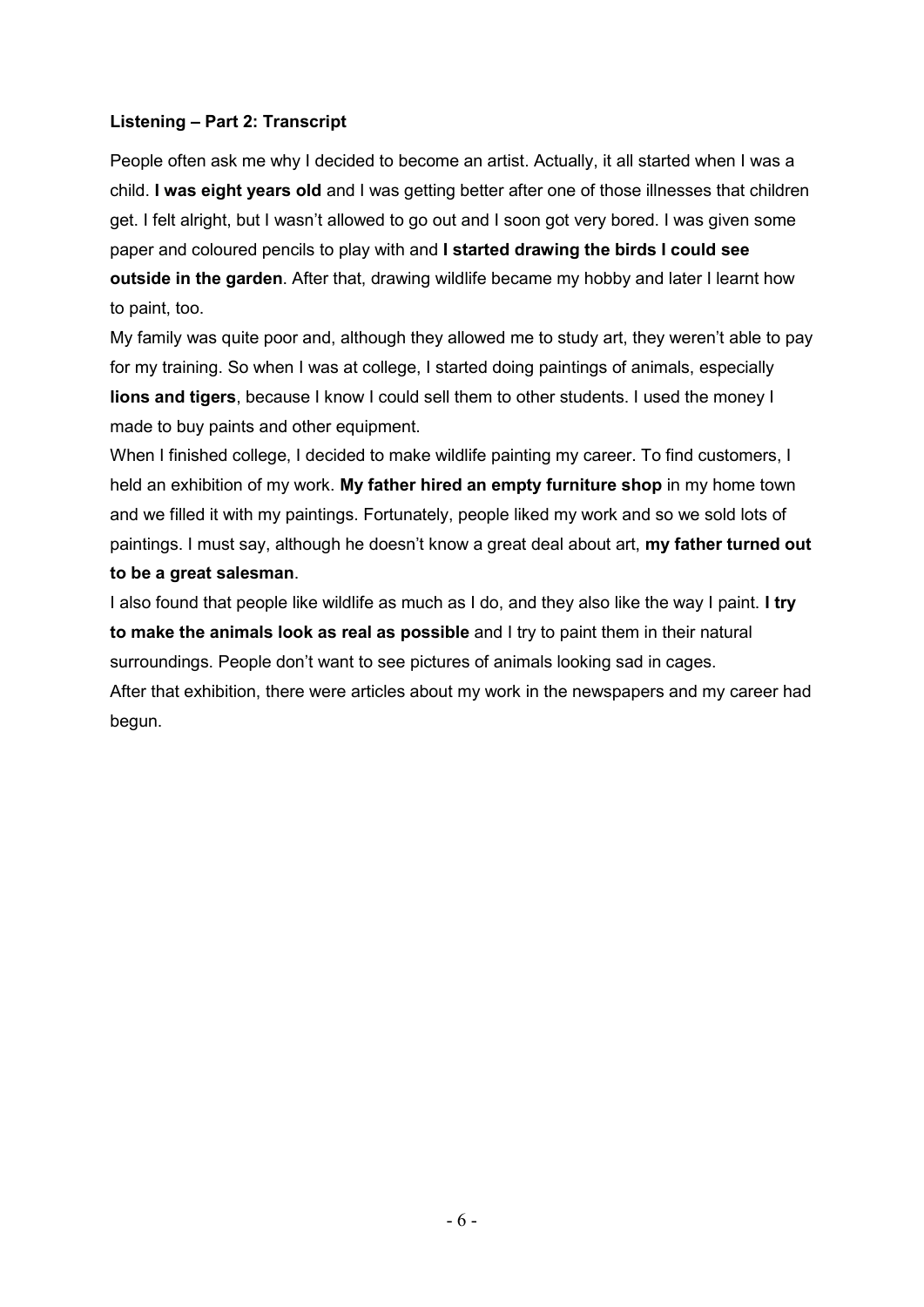**Listening – Part 2: Transcript**

People often ask me why I decided to become an artist. Actually, it all started when I was a child. **I was eight years old** and I was getting better after one of those illnesses that children get. I felt alright, but I wasn't allowed to go out and I soon got very bored. I was given some paper and coloured pencils to play with and **I started drawing the birds I could see outside in the garden**. After that, drawing wildlife became my hobby and later I learnt how to paint, too.

My family was quite poor and, although they allowed me to study art, they weren't able to pay for my training. So when I was at college, I started doing paintings of animals, especially **lions and tigers**, because I know I could sell them to other students. I used the money I made to buy paints and other equipment.

When I finished college, I decided to make wildlife painting my career. To find customers, I held an exhibition of my work. **My father hired an empty furniture shop** in my home town and we filled it with my paintings. Fortunately, people liked my work and so we sold lots of paintings. I must say, although he doesn't know a great deal about art, **my father turned out to be a great salesman**.

I also found that people like wildlife as much as I do, and they also like the way I paint. **I try to make the animals look as real as possible** and I try to paint them in their natural surroundings. People don't want to see pictures of animals looking sad in cages.

After that exhibition, there were articles about my work in the newspapers and my career had begun.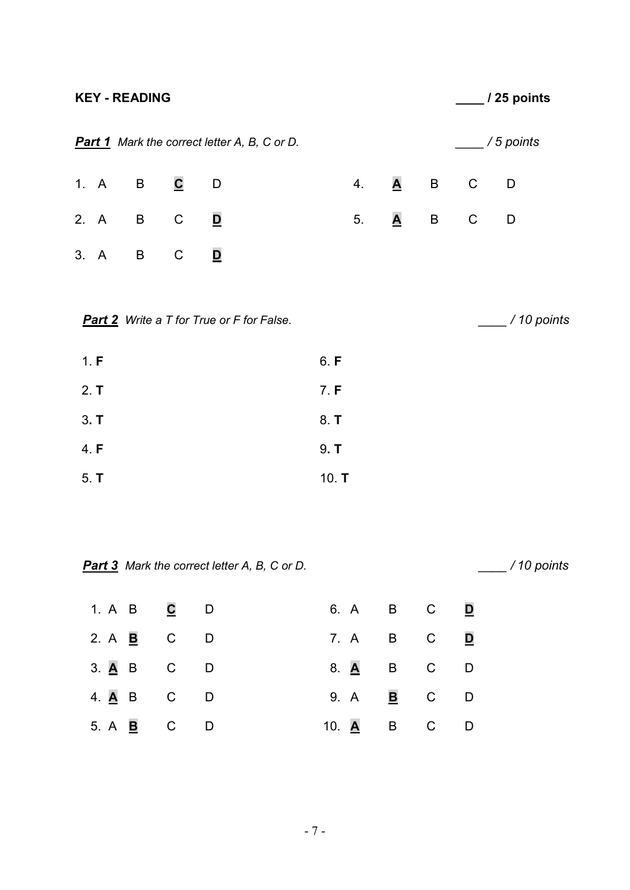## KEY - READING

____ / 25 points

***Part 1*** *Mark the correct letter A, B, C or D.* ____ */ 5 points*

1. A B **C** D
2. A B C **D**
3. A B C **D**
4. **A** B C D
5. **A** B C D

***Part 2*** *Write a T for True or F for False.* ____ */ 10 points*

1. **F**
2. **T**
3. **T**
4. **F**
5. **T**
6. **F**
7. **F**
8. **T**
9. **T**
10. **T**

***Part 3*** *Mark the correct letter A, B, C or D.* ____ */ 10 points*

1. A B **C** D
2. A **B** C D
3. **A** B C D
4. **A** B C D
5. A **B** C D
6. A B C **D**
7. A B C **D**
8. **A** B C D
9. A **B** C D
10. **A** B C D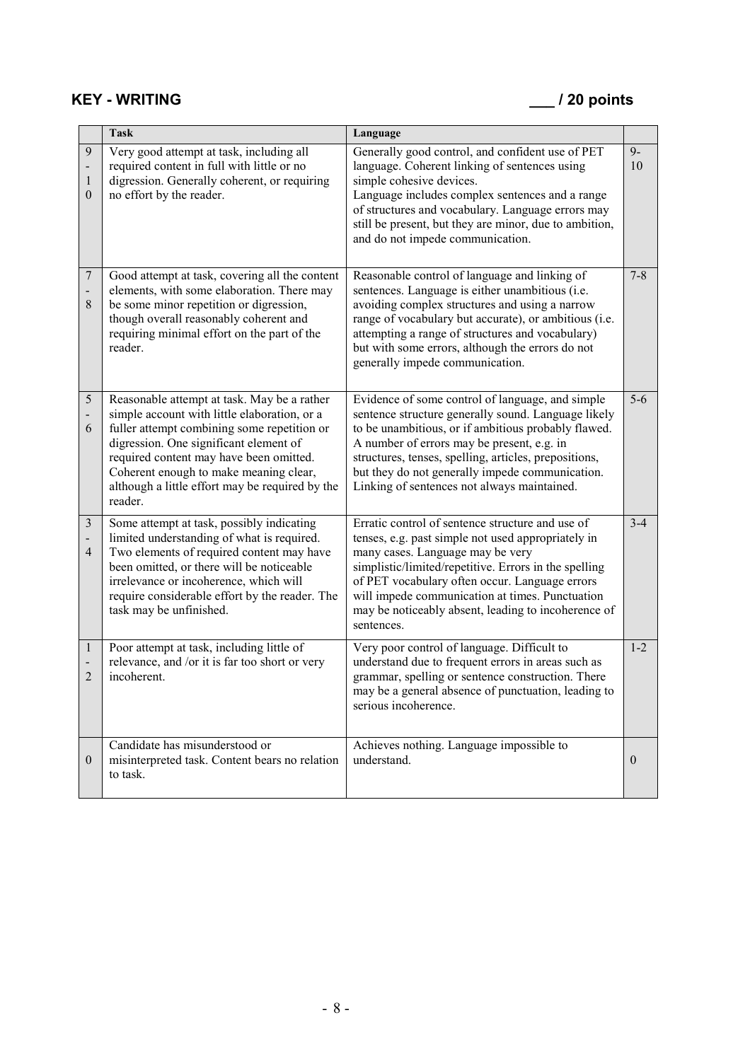## KEY - WRITING ___ / 20 points

| | Task | Language | |
|---|---|---|---|
| 9-10 | Very good attempt at task, including all required content in full with little or no digression. Generally coherent, or requiring no effort by the reader. | Generally good control, and confident use of PET language. Coherent linking of sentences using simple cohesive devices. Language includes complex sentences and a range of structures and vocabulary. Language errors may still be present, but they are minor, due to ambition, and do not impede communication. | 9-10 |
| 7-8 | Good attempt at task, covering all the content elements, with some elaboration. There may be some minor repetition or digression, though overall reasonably coherent and requiring minimal effort on the part of the reader. | Reasonable control of language and linking of sentences. Language is either unambitious (i.e. avoiding complex structures and using a narrow range of vocabulary but accurate), or ambitious (i.e. attempting a range of structures and vocabulary) but with some errors, although the errors do not generally impede communication. | 7-8 |
| 5-6 | Reasonable attempt at task. May be a rather simple account with little elaboration, or a fuller attempt combining some repetition or digression. One significant element of required content may have been omitted. Coherent enough to make meaning clear, although a little effort may be required by the reader. | Evidence of some control of language, and simple sentence structure generally sound. Language likely to be unambitious, or if ambitious probably flawed. A number of errors may be present, e.g. in structures, tenses, spelling, articles, prepositions, but they do not generally impede communication. Linking of sentences not always maintained. | 5-6 |
| 3-4 | Some attempt at task, possibly indicating limited understanding of what is required. Two elements of required content may have been omitted, or there will be noticeable irrelevance or incoherence, which will require considerable effort by the reader. The task may be unfinished. | Erratic control of sentence structure and use of tenses, e.g. past simple not used appropriately in many cases. Language may be very simplistic/limited/repetitive. Errors in the spelling of PET vocabulary often occur. Language errors will impede communication at times. Punctuation may be noticeably absent, leading to incoherence of sentences. | 3-4 |
| 1-2 | Poor attempt at task, including little of relevance, and /or it is far too short or very incoherent. | Very poor control of language. Difficult to understand due to frequent errors in areas such as grammar, spelling or sentence construction. There may be a general absence of punctuation, leading to serious incoherence. | 1-2 |
| 0 | Candidate has misunderstood or misinterpreted task. Content bears no relation to task. | Achieves nothing. Language impossible to understand. | 0 |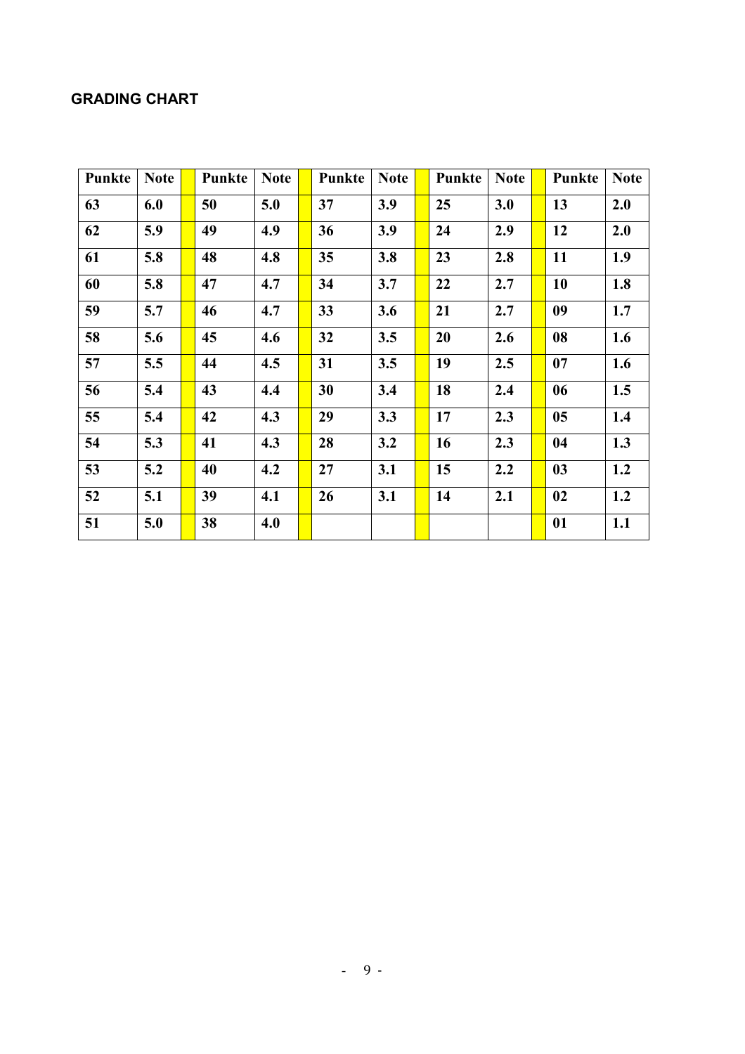## GRADING CHART

| Punkte | Note | | Punkte | Note | | Punkte | Note | | Punkte | Note | | Punkte | Note |
|---|---|---|---|---|---|---|---|---|---|---|---|---|---|
| 63 | 6.0 | | 50 | 5.0 | | 37 | 3.9 | | 25 | 3.0 | | 13 | 2.0 |
| 62 | 5.9 | | 49 | 4.9 | | 36 | 3.9 | | 24 | 2.9 | | 12 | 2.0 |
| 61 | 5.8 | | 48 | 4.8 | | 35 | 3.8 | | 23 | 2.8 | | 11 | 1.9 |
| 60 | 5.8 | | 47 | 4.7 | | 34 | 3.7 | | 22 | 2.7 | | 10 | 1.8 |
| 59 | 5.7 | | 46 | 4.7 | | 33 | 3.6 | | 21 | 2.7 | | 09 | 1.7 |
| 58 | 5.6 | | 45 | 4.6 | | 32 | 3.5 | | 20 | 2.6 | | 08 | 1.6 |
| 57 | 5.5 | | 44 | 4.5 | | 31 | 3.5 | | 19 | 2.5 | | 07 | 1.6 |
| 56 | 5.4 | | 43 | 4.4 | | 30 | 3.4 | | 18 | 2.4 | | 06 | 1.5 |
| 55 | 5.4 | | 42 | 4.3 | | 29 | 3.3 | | 17 | 2.3 | | 05 | 1.4 |
| 54 | 5.3 | | 41 | 4.3 | | 28 | 3.2 | | 16 | 2.3 | | 04 | 1.3 |
| 53 | 5.2 | | 40 | 4.2 | | 27 | 3.1 | | 15 | 2.2 | | 03 | 1.2 |
| 52 | 5.1 | | 39 | 4.1 | | 26 | 3.1 | | 14 | 2.1 | | 02 | 1.2 |
| 51 | 5.0 | | 38 | 4.0 | | | | | | | | 01 | 1.1 |